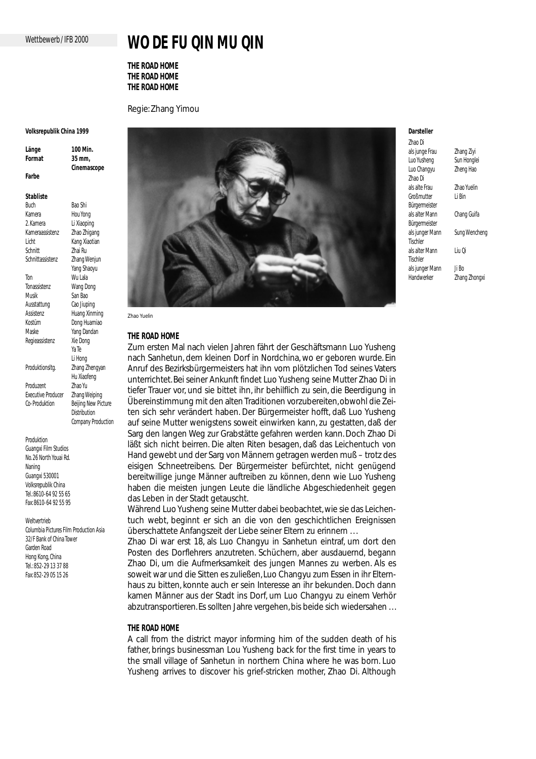Wettbewerb / IFB 2000

# WO DE FU QIN MU QIN

**THE ROAD HOME**
**THE ROAD HOME**
**THE ROAD HOME**

Regie: Zhang Yimou

**Volksrepublik China 1999**

| | |
|---|---|
| **Länge** | **100 Min.** |
| **Format** | **35 mm, Cinemascope** |
| **Farbe** | |

**Stabliste**

| | |
|---|---|
| Buch | Bao Shi |
| Kamera | Hou Yong |
| 2. Kamera | Li Xiaoping |
| Kameraassistenz | Zhao Zhigang |
| Licht | Kang Xiaotian |
| Schnitt | Zhai Ru |
| Schnittassistenz | Zhang Wenjun<br>Yang Shaoyu |
| Ton | Wu Lala |
| Tonassistenz | Wang Dong |
| Musik | San Bao |
| Ausstattung | Cao Jiuping |
| Assistenz | Huang Xinming |
| Kostüm | Dong Huamiao |
| Maske | Yang Dandan |
| Regieassistenz | Xie Dong<br>Ya Te<br>Li Hong |
| Produktionsltg. | Zhang Zhengyan<br>Hu Xiaofeng |
| Produzent | Zhao Yu |
| Executive Producer | Zhang Weiping |
| Co-Produktion | Beijing New Picture Distribution Company Production |

Produktion
Guangxi Film Studios
No. 26 North Youai Rd.
Naning
Guangxi 530001
Volksrepublik China
Tel.: 8610-64 92 55 65
Fax: 8610-64 92 55 95

Weltvertrieb
Columbia Pictures Film Production Asia
32/F Bank of China Tower
Garden Road
Hong Kong, China
Tel.: 852-29 13 37 88
Fax: 852-29 05 15 26

**Darsteller**

| | |
|---|---|
| Zhao Di als junge Frau | Zhang Ziyi |
| Luo Yusheng | Sun Honglei |
| Luo Changyu | Zheng Hao |
| Zhao Di als alte Frau | Zhao Yuelin |
| Großmutter | Li Bin |
| Bürgermeister als alter Mann | Chang Guifa |
| Bürgermeister als junger Mann | Sung Wencheng |
| Tischler als alter Mann | Liu Qi |
| Tischler als junger Mann | Ji Bo |
| Handwerker | Zhang Zhongxi |

Zhao Yuelin

**THE ROAD HOME**

Zum ersten Mal nach vielen Jahren fährt der Geschäftsmann Luo Yusheng nach Sanhetun, dem kleinen Dorf in Nordchina, wo er geboren wurde. Ein Anruf des Bezirksbürgermeisters hat ihn vom plötzlichen Tod seines Vaters unterrichtet. Bei seiner Ankunft findet Luo Yusheng seine Mutter Zhao Di in tiefer Trauer vor, und sie bittet ihn, ihr behilflich zu sein, die Beerdigung in Übereinstimmung mit den alten Traditionen vorzubereiten, obwohl die Zeiten sich sehr verändert haben. Der Bürgermeister hofft, daß Luo Yusheng auf seine Mutter wenigstens soweit einwirken kann, zu gestatten, daß der Sarg den langen Weg zur Grabstätte gefahren werden kann. Doch Zhao Di läßt sich nicht beirren. Die alten Riten besagen, daß das Leichentuch von Hand gewebt und der Sarg von Männern getragen werden muß – trotz des eisigen Schneetreibens. Der Bürgermeister befürchtet, nicht genügend bereitwillige junge Männer auftreiben zu können, denn wie Luo Yusheng haben die meisten jungen Leute die ländliche Abgeschiedenheit gegen das Leben in der Stadt getauscht.

Während Luo Yusheng seine Mutter dabei beobachtet, wie sie das Leichentuch webt, beginnt er sich an die von den geschichtlichen Ereignissen überschattete Anfangszeit der Liebe seiner Eltern zu erinnern …

Zhao Di war erst 18, als Luo Changyu in Sanhetun eintraf, um dort den Posten des Dorflehrers anzutreten. Schüchtern, aber ausdauernd, begann Zhao Di, um die Aufmerksamkeit des jungen Mannes zu werben. Als es soweit war und die Sitten es zuließen, Luo Changyu zum Essen in ihr Elternhaus zu bitten, konnte auch er sein Interesse an ihr bekunden. Doch dann kamen Männer aus der Stadt ins Dorf, um Luo Changyu zu einem Verhör abzutransportieren. Es sollten Jahre vergehen, bis beide sich wiedersahen …

**THE ROAD HOME**

A call from the district mayor informing him of the sudden death of his father, brings businessman Lou Yusheng back for the first time in years to the small village of Sanhetun in northern China where he was born. Luo Yusheng arrives to discover his grief-stricken mother, Zhao Di. Although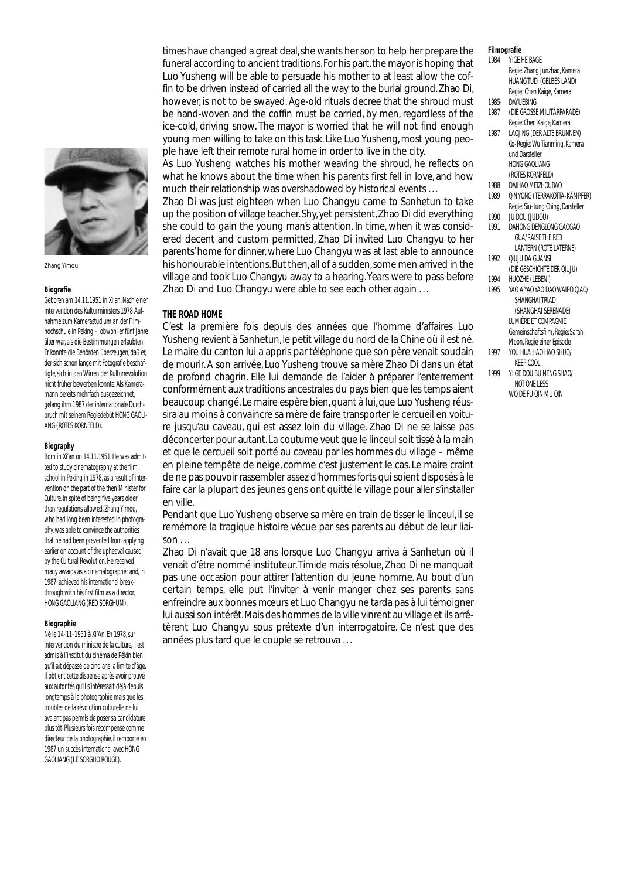times have changed a great deal, she wants her son to help her prepare the funeral according to ancient traditions. For his part, the mayor is hoping that Luo Yusheng will be able to persuade his mother to at least allow the coffin to be driven instead of carried all the way to the burial ground. Zhao Di, however, is not to be swayed. Age-old rituals decree that the shroud must be hand-woven and the coffin must be carried, by men, regardless of the ice-cold, driving snow. The mayor is worried that he will not find enough young men willing to take on this task. Like Luo Yusheng, most young people have left their remote rural home in order to live in the city.

As Luo Yusheng watches his mother weaving the shroud, he reflects on what he knows about the time when his parents first fell in love, and how much their relationship was overshadowed by historical events …

Zhao Di was just eighteen when Luo Changyu came to Sanhetun to take up the position of village teacher. Shy, yet persistent, Zhao Di did everything she could to gain the young man's attention. In time, when it was considered decent and custom permitted, Zhao Di invited Luo Changyu to her parents' home for dinner, where Luo Changyu was at last able to announce his honourable intentions. But then, all of a sudden, some men arrived in the village and took Luo Changyu away to a hearing. Years were to pass before Zhao Di and Luo Changyu were able to see each other again …

### THE ROAD HOME

C'est la première fois depuis des années que l'homme d'affaires Luo Yusheng revient à Sanhetun, le petit village du nord de la Chine où il est né. Le maire du canton lui a appris par téléphone que son père venait soudain de mourir. A son arrivée, Luo Yusheng trouve sa mère Zhao Di dans un état de profond chagrin. Elle lui demande de l'aider à préparer l'enterrement conformément aux traditions ancestrales du pays bien que les temps aient beaucoup changé. Le maire espère bien, quant à lui, que Luo Yusheng réussira au moins à convaincre sa mère de faire transporter le cercueil en voiture jusqu'au caveau, qui est assez loin du village. Zhao Di ne se laisse pas déconcerter pour autant. La coutume veut que le linceul soit tissé à la main et que le cercueil soit porté au caveau par les hommes du village – même en pleine tempête de neige, comme c'est justement le cas. Le maire craint de ne pas pouvoir rassembler assez d'hommes forts qui soient disposés à le faire car la plupart des jeunes gens ont quitté le village pour aller s'installer en ville.

Pendant que Luo Yusheng observe sa mère en train de tisser le linceul, il se remémore la tragique histoire vécue par ses parents au début de leur liaison …

Zhao Di n'avait que 18 ans lorsque Luo Changyu arriva à Sanhetun où il venait d'être nommé instituteur. Timide mais résolue, Zhao Di ne manquait pas une occasion pour attirer l'attention du jeune homme. Au bout d'un certain temps, elle put l'inviter à venir manger chez ses parents sans enfreindre aux bonnes mœurs et Luo Changyu ne tarda pas à lui témoigner lui aussi son intérêt. Mais des hommes de la ville vinrent au village et ils arrêtèrent Luo Changyu sous prétexte d'un interrogatoire. Ce n'est que des années plus tard que le couple se retrouva …

Zhang Yimou

**Biografie**

Geboren am 14.11.1951 in Xi'an. Nach einer Intervention des Kulturministers 1978 Aufnahme zum Kamerastudium an der Filmhochschule in Peking – obwohl er fünf Jahre älter war, als die Bestimmungen erlaubten: Er konnte die Behörden überzeugen, daß er, der sich schon lange mit Fotografie beschäftigte, sich in den Wirren der Kulturrevolution nicht früher bewerben konnte. Als Kameramann bereits mehrfach ausgezeichnet, gelang ihm 1987 der internationale Durchbruch mit seinem Regiedebüt HONG GAOLIANG (ROTES KORNFELD).

**Biography**

Born in Xi'an on 14.11.1951. He was admitted to study cinematography at the film school in Peking in 1978, as a result of intervention on the part of the then Minister for Culture. In spite of being five years older than regulations allowed, Zhang Yimou, who had long been interested in photography, was able to convince the authorities that he had been prevented from applying earlier on account of the upheaval caused by the Cultural Revolution. He received many awards as a cinematographer and, in 1987, achieved his international breakthrough with his first film as a director, HONG GAOLIANG (RED SORGHUM).

**Biographie**

Né le 14-11-1951 à Xi'An. En 1978, sur intervention du ministre de la culture, il est admis à l'institut du cinéma de Pékin bien qu'il ait dépassé de cinq ans la limite d'âge. Il obtient cette dispense après avoir prouvé aux autorités qu'il s'intéressait déjà depuis longtemps à la photographie mais que les troubles de la révolution culturelle ne lui avaient pas permis de poser sa candidature plus tôt. Plusieurs fois récompensé comme directeur de la photographie, il remporte en 1987 un succès international avec HONG GAOLIANG (LE SORGHO ROUGE).

**Filmografie**

1984 YIGE HE BAGE
Regie: Zhang Junzhao, Kamera
HUANG TUDI (GELBES LAND)
Regie: Chen Kaige, Kamera

1985- DAYUEBING
1987 (DIE GROSSE MILITÄRPARADE)
Regie: Chen Kaige, Kamera

1987 LAOJING (DER ALTE BRUNNEN)
Co-Regie: Wu Tianming, Kamera und Darsteller
HONG GAOLIANG (ROTES KORNFELD)

1988 DAIHAO MEIZHOUBAO

1989 QIN YONG (TERRAKOTTA-KÄMPFER)
Regie: Siu-tung Ching, Darsteller

1990 JU DOU (JUDOU)

1991 DAHONG DENGLONG GAOGAO GUA/RAISE THE RED LANTERN (ROTE LATERNE)

1992 QIUJU DA GUANSI (DIE GESCHICHTE DER QIUJU)

1994 HUOZHE (LEBEN!)

1995 YAO A YAO YAO DAO WAIPO QIAO/ SHANGHAI TRIAD (SHANGHAI SERENADE)
LUMIÈRE ET COMPAGNIE
Gemeinschaftsfilm, Regie: Sarah Moon, Regie einer Episode

1997 YOU HUA HAO HAO SHUO/ KEEP COOL

1999 YI GE DOU BU NENG SHAO/ NOT ONE LESS
WO DE FU QIN MU QIN